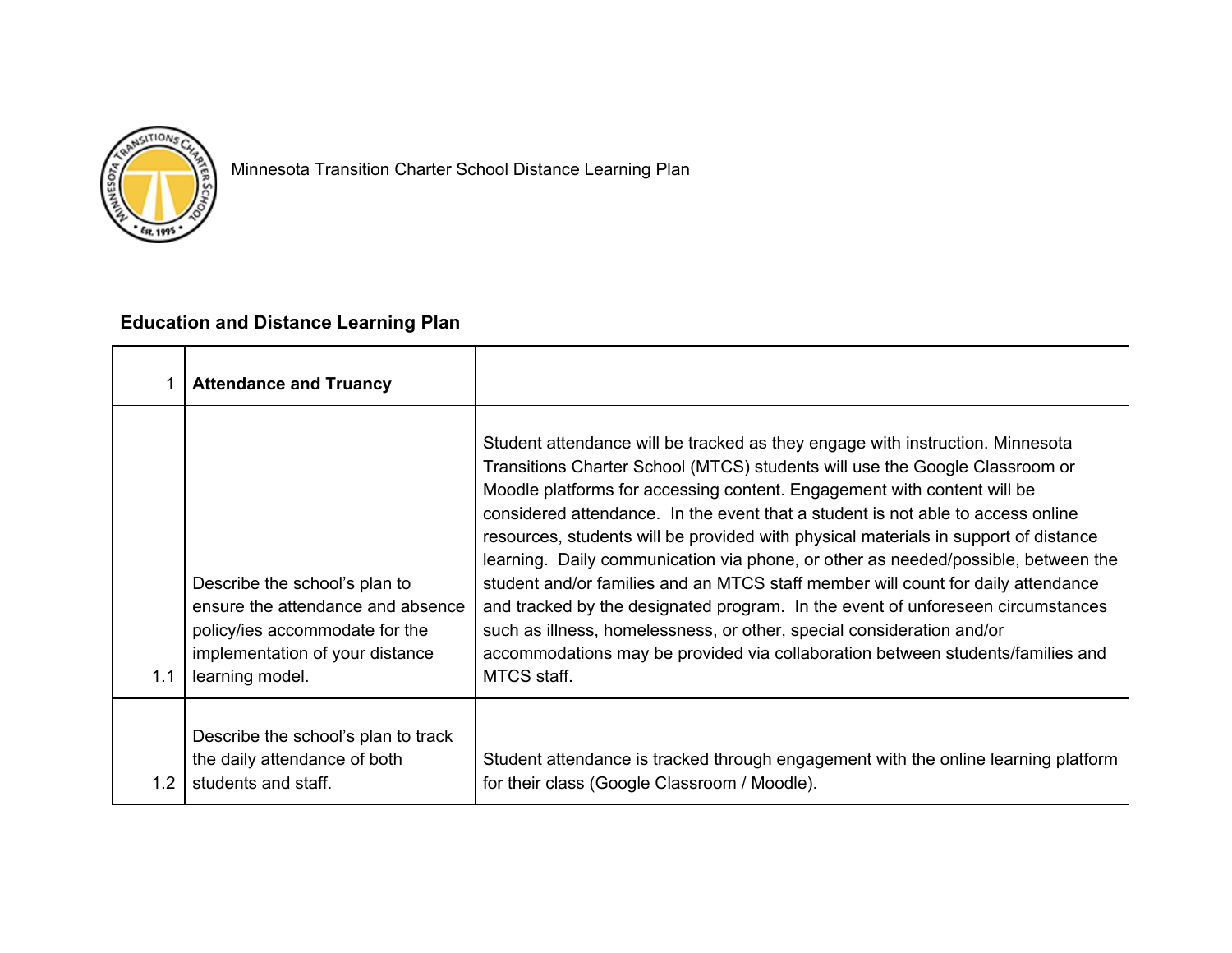Minnesota Transition Charter School Distance Learning Plan

## Education and Distance Learning Plan

| 1 | **Attendance and Truancy** | |
|---|---|---|
| 1.1 | Describe the school's plan to ensure the attendance and absence policy/ies accommodate for the implementation of your distance learning model. | Student attendance will be tracked as they engage with instruction. Minnesota Transitions Charter School (MTCS) students will use the Google Classroom or Moodle platforms for accessing content. Engagement with content will be considered attendance. In the event that a student is not able to access online resources, students will be provided with physical materials in support of distance learning. Daily communication via phone, or other as needed/possible, between the student and/or families and an MTCS staff member will count for daily attendance and tracked by the designated program. In the event of unforeseen circumstances such as illness, homelessness, or other, special consideration and/or accommodations may be provided via collaboration between students/families and MTCS staff. |
| 1.2 | Describe the school's plan to track the daily attendance of both students and staff. | Student attendance is tracked through engagement with the online learning platform for their class (Google Classroom / Moodle). |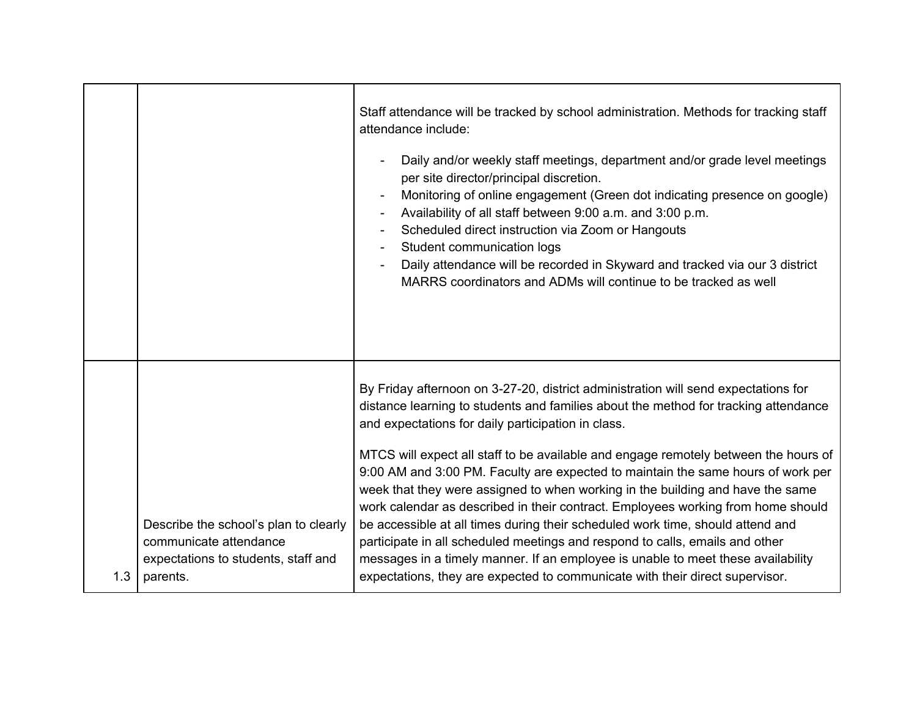| | | |
|---|---|---|
| | | Staff attendance will be tracked by school administration. Methods for tracking staff attendance include:<br><br>- Daily and/or weekly staff meetings, department and/or grade level meetings per site director/principal discretion.<br>- Monitoring of online engagement (Green dot indicating presence on google)<br>- Availability of all staff between 9:00 a.m. and 3:00 p.m.<br>- Scheduled direct instruction via Zoom or Hangouts<br>- Student communication logs<br>- Daily attendance will be recorded in Skyward and tracked via our 3 district MARRS coordinators and ADMs will continue to be tracked as well |
| 1.3 | Describe the school's plan to clearly communicate attendance expectations to students, staff and parents. | By Friday afternoon on 3-27-20, district administration will send expectations for distance learning to students and families about the method for tracking attendance and expectations for daily participation in class.<br><br>MTCS will expect all staff to be available and engage remotely between the hours of 9:00 AM and 3:00 PM. Faculty are expected to maintain the same hours of work per week that they were assigned to when working in the building and have the same work calendar as described in their contract. Employees working from home should be accessible at all times during their scheduled work time, should attend and participate in all scheduled meetings and respond to calls, emails and other messages in a timely manner. If an employee is unable to meet these availability expectations, they are expected to communicate with their direct supervisor. |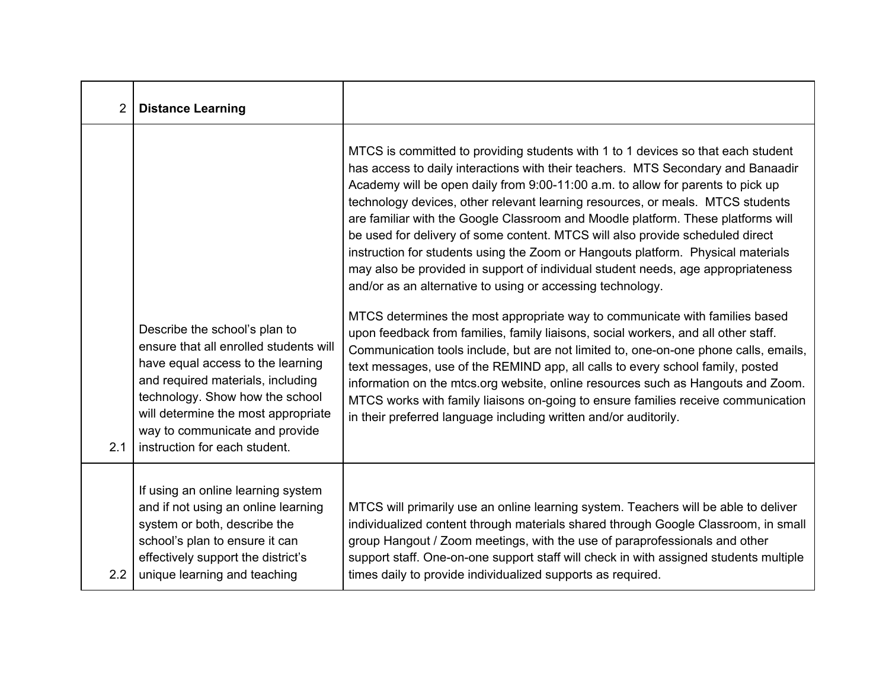| 2 | **Distance Learning** | |
|---|---|---|
| 2.1 | Describe the school's plan to ensure that all enrolled students will have equal access to the learning and required materials, including technology. Show how the school will determine the most appropriate way to communicate and provide instruction for each student. | MTCS is committed to providing students with 1 to 1 devices so that each student has access to daily interactions with their teachers. MTS Secondary and Banaadir Academy will be open daily from 9:00-11:00 a.m. to allow for parents to pick up technology devices, other relevant learning resources, or meals. MTCS students are familiar with the Google Classroom and Moodle platform. These platforms will be used for delivery of some content. MTCS will also provide scheduled direct instruction for students using the Zoom or Hangouts platform. Physical materials may also be provided in support of individual student needs, age appropriateness and/or as an alternative to using or accessing technology.<br><br>MTCS determines the most appropriate way to communicate with families based upon feedback from families, family liaisons, social workers, and all other staff. Communication tools include, but are not limited to, one-on-one phone calls, emails, text messages, use of the REMIND app, all calls to every school family, posted information on the mtcs.org website, online resources such as Hangouts and Zoom. MTCS works with family liaisons on-going to ensure families receive communication in their preferred language including written and/or auditorily. |
| 2.2 | If using an online learning system and if not using an online learning system or both, describe the school's plan to ensure it can effectively support the district's unique learning and teaching | MTCS will primarily use an online learning system. Teachers will be able to deliver individualized content through materials shared through Google Classroom, in small group Hangout / Zoom meetings, with the use of paraprofessionals and other support staff. One-on-one support staff will check in with assigned students multiple times daily to provide individualized supports as required. |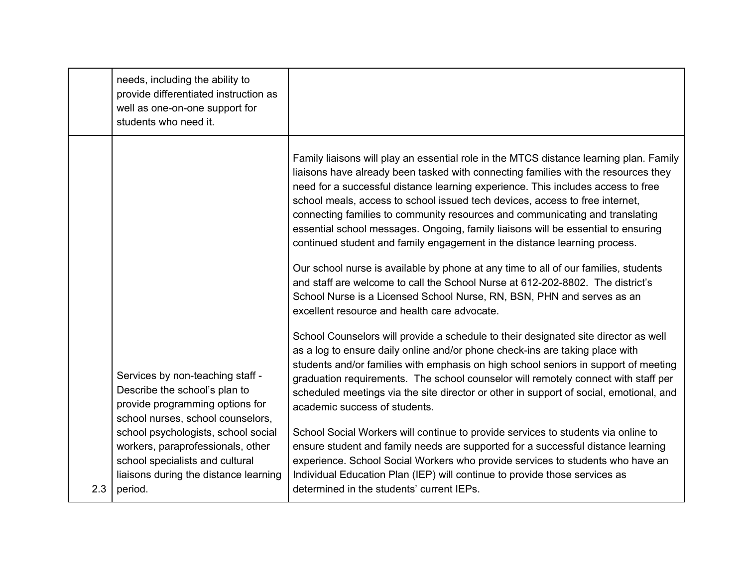| | | |
|---|---|---|
| | needs, including the ability to provide differentiated instruction as well as one-on-one support for students who need it. | |
| 2.3 | Services by non-teaching staff - Describe the school's plan to provide programming options for school nurses, school counselors, school psychologists, school social workers, paraprofessionals, other school specialists and cultural liaisons during the distance learning period. | Family liaisons will play an essential role in the MTCS distance learning plan. Family liaisons have already been tasked with connecting families with the resources they need for a successful distance learning experience. This includes access to free school meals, access to school issued tech devices, access to free internet, connecting families to community resources and communicating and translating essential school messages. Ongoing, family liaisons will be essential to ensuring continued student and family engagement in the distance learning process.<br><br>Our school nurse is available by phone at any time to all of our families, students and staff are welcome to call the School Nurse at 612-202-8802. The district's School Nurse is a Licensed School Nurse, RN, BSN, PHN and serves as an excellent resource and health care advocate.<br><br>School Counselors will provide a schedule to their designated site director as well as a log to ensure daily online and/or phone check-ins are taking place with students and/or families with emphasis on high school seniors in support of meeting graduation requirements. The school counselor will remotely connect with staff per scheduled meetings via the site director or other in support of social, emotional, and academic success of students.<br><br>School Social Workers will continue to provide services to students via online to ensure student and family needs are supported for a successful distance learning experience. School Social Workers who provide services to students who have an Individual Education Plan (IEP) will continue to provide those services as determined in the students' current IEPs. |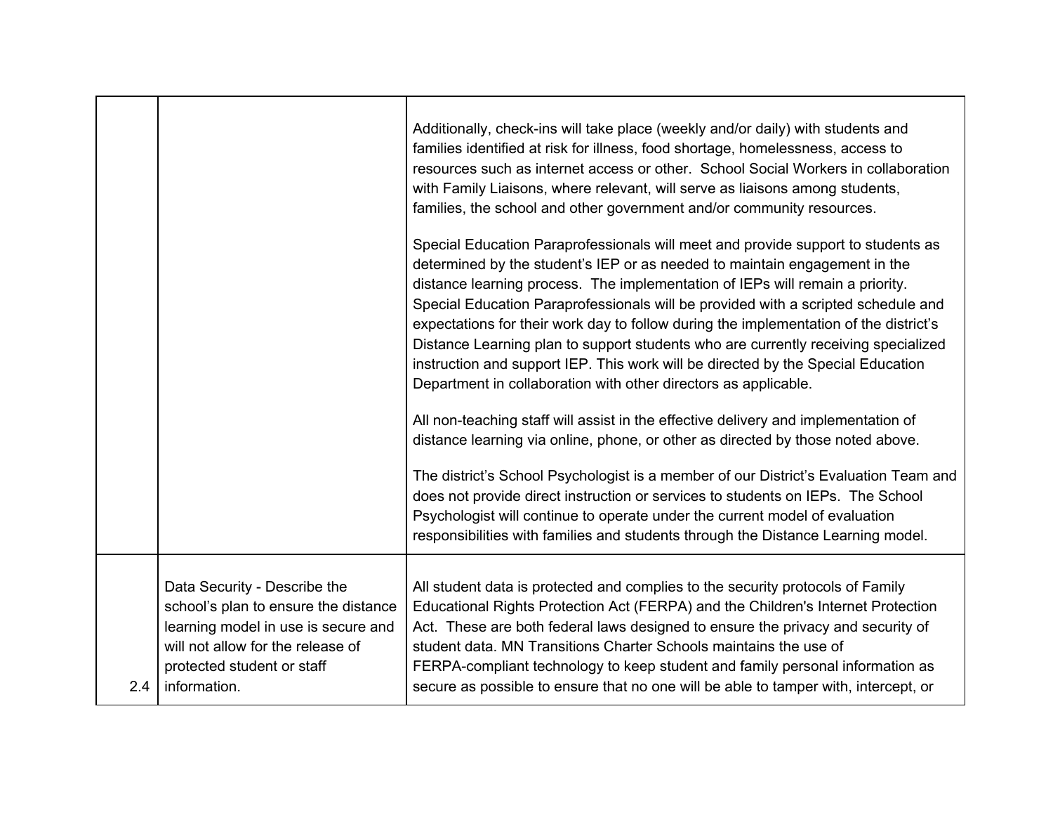| | | |
|---|---|---|
| | | Additionally, check-ins will take place (weekly and/or daily) with students and families identified at risk for illness, food shortage, homelessness, access to resources such as internet access or other. School Social Workers in collaboration with Family Liaisons, where relevant, will serve as liaisons among students, families, the school and other government and/or community resources.<br><br>Special Education Paraprofessionals will meet and provide support to students as determined by the student's IEP or as needed to maintain engagement in the distance learning process. The implementation of IEPs will remain a priority. Special Education Paraprofessionals will be provided with a scripted schedule and expectations for their work day to follow during the implementation of the district's Distance Learning plan to support students who are currently receiving specialized instruction and support IEP. This work will be directed by the Special Education Department in collaboration with other directors as applicable.<br><br>All non-teaching staff will assist in the effective delivery and implementation of distance learning via online, phone, or other as directed by those noted above.<br><br>The district's School Psychologist is a member of our District's Evaluation Team and does not provide direct instruction or services to students on IEPs. The School Psychologist will continue to operate under the current model of evaluation responsibilities with families and students through the Distance Learning model. |
| 2.4 | Data Security - Describe the school's plan to ensure the distance learning model in use is secure and will not allow for the release of protected student or staff information. | All student data is protected and complies to the security protocols of Family Educational Rights Protection Act (FERPA) and the Children's Internet Protection Act. These are both federal laws designed to ensure the privacy and security of student data. MN Transitions Charter Schools maintains the use of FERPA-compliant technology to keep student and family personal information as secure as possible to ensure that no one will be able to tamper with, intercept, or |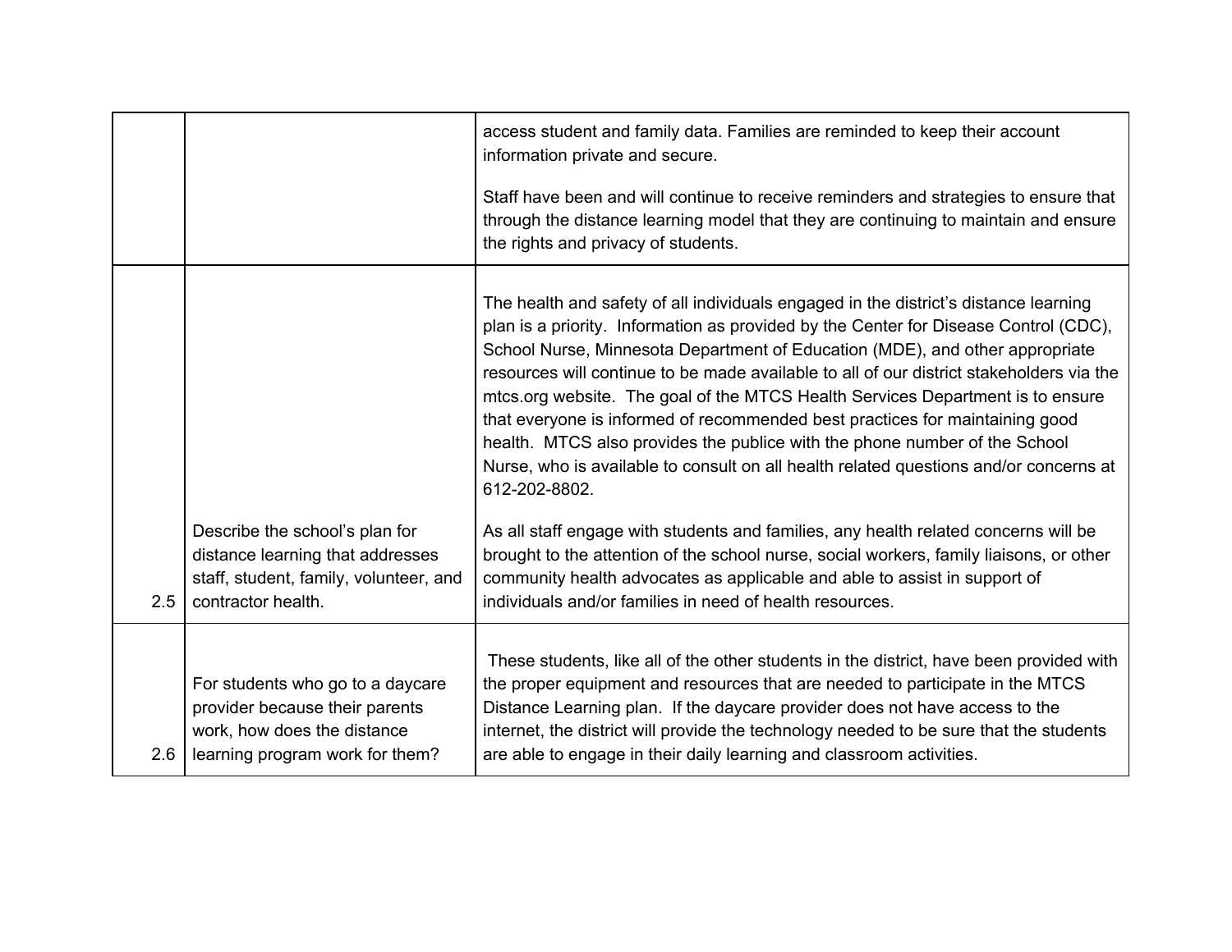| | | |
|---|---|---|
| | | access student and family data. Families are reminded to keep their account information private and secure.<br><br>Staff have been and will continue to receive reminders and strategies to ensure that through the distance learning model that they are continuing to maintain and ensure the rights and privacy of students. |
| 2.5 | Describe the school's plan for distance learning that addresses staff, student, family, volunteer, and contractor health. | The health and safety of all individuals engaged in the district's distance learning plan is a priority. Information as provided by the Center for Disease Control (CDC), School Nurse, Minnesota Department of Education (MDE), and other appropriate resources will continue to be made available to all of our district stakeholders via the mtcs.org website. The goal of the MTCS Health Services Department is to ensure that everyone is informed of recommended best practices for maintaining good health. MTCS also provides the publice with the phone number of the School Nurse, who is available to consult on all health related questions and/or concerns at 612-202-8802.<br><br>As all staff engage with students and families, any health related concerns will be brought to the attention of the school nurse, social workers, family liaisons, or other community health advocates as applicable and able to assist in support of individuals and/or families in need of health resources. |
| 2.6 | For students who go to a daycare provider because their parents work, how does the distance learning program work for them? | These students, like all of the other students in the district, have been provided with the proper equipment and resources that are needed to participate in the MTCS Distance Learning plan. If the daycare provider does not have access to the internet, the district will provide the technology needed to be sure that the students are able to engage in their daily learning and classroom activities. |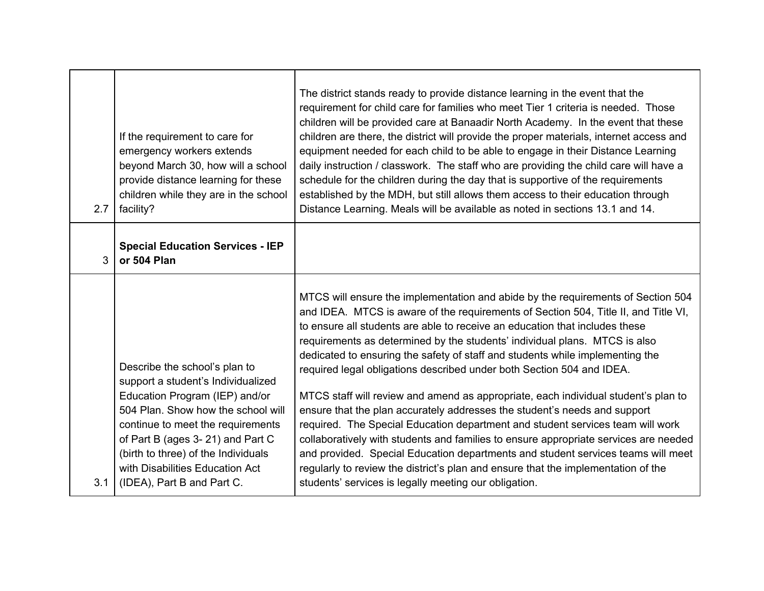| | | |
|---|---|---|
| 2.7 | If the requirement to care for emergency workers extends beyond March 30, how will a school provide distance learning for these children while they are in the school facility? | The district stands ready to provide distance learning in the event that the requirement for child care for families who meet Tier 1 criteria is needed. Those children will be provided care at Banaadir North Academy. In the event that these children are there, the district will provide the proper materials, internet access and equipment needed for each child to be able to engage in their Distance Learning daily instruction / classwork. The staff who are providing the child care will have a schedule for the children during the day that is supportive of the requirements established by the MDH, but still allows them access to their education through Distance Learning. Meals will be available as noted in sections 13.1 and 14. |
| 3 | **Special Education Services - IEP or 504 Plan** | |
| 3.1 | Describe the school's plan to support a student's Individualized Education Program (IEP) and/or 504 Plan. Show how the school will continue to meet the requirements of Part B (ages 3- 21) and Part C (birth to three) of the Individuals with Disabilities Education Act (IDEA), Part B and Part C. | MTCS will ensure the implementation and abide by the requirements of Section 504 and IDEA. MTCS is aware of the requirements of Section 504, Title II, and Title VI, to ensure all students are able to receive an education that includes these requirements as determined by the students' individual plans. MTCS is also dedicated to ensuring the safety of staff and students while implementing the required legal obligations described under both Section 504 and IDEA.<br><br>MTCS staff will review and amend as appropriate, each individual student's plan to ensure that the plan accurately addresses the student's needs and support required. The Special Education department and student services team will work collaboratively with students and families to ensure appropriate services are needed and provided. Special Education departments and student services teams will meet regularly to review the district's plan and ensure that the implementation of the students' services is legally meeting our obligation. |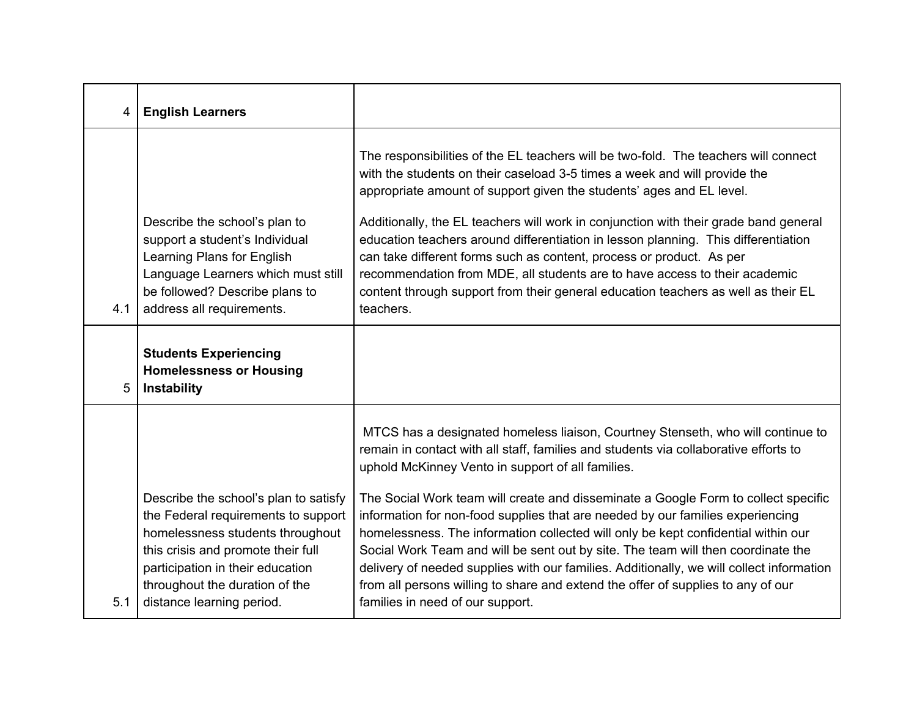| | | |
|---|---|---|
| 4 | **English Learners** | |
| 4.1 | Describe the school's plan to support a student's Individual Learning Plans for English Language Learners which must still be followed? Describe plans to address all requirements. | The responsibilities of the EL teachers will be two-fold. The teachers will connect with the students on their caseload 3-5 times a week and will provide the appropriate amount of support given the students' ages and EL level.<br><br>Additionally, the EL teachers will work in conjunction with their grade band general education teachers around differentiation in lesson planning. This differentiation can take different forms such as content, process or product. As per recommendation from MDE, all students are to have access to their academic content through support from their general education teachers as well as their EL teachers. |
| 5 | **Students Experiencing Homelessness or Housing Instability** | |
| 5.1 | Describe the school's plan to satisfy the Federal requirements to support homelessness students throughout this crisis and promote their full participation in their education throughout the duration of the distance learning period. | MTCS has a designated homeless liaison, Courtney Stenseth, who will continue to remain in contact with all staff, families and students via collaborative efforts to uphold McKinney Vento in support of all families.<br><br>The Social Work team will create and disseminate a Google Form to collect specific information for non-food supplies that are needed by our families experiencing homelessness. The information collected will only be kept confidential within our Social Work Team and will be sent out by site. The team will then coordinate the delivery of needed supplies with our families. Additionally, we will collect information from all persons willing to share and extend the offer of supplies to any of our families in need of our support. |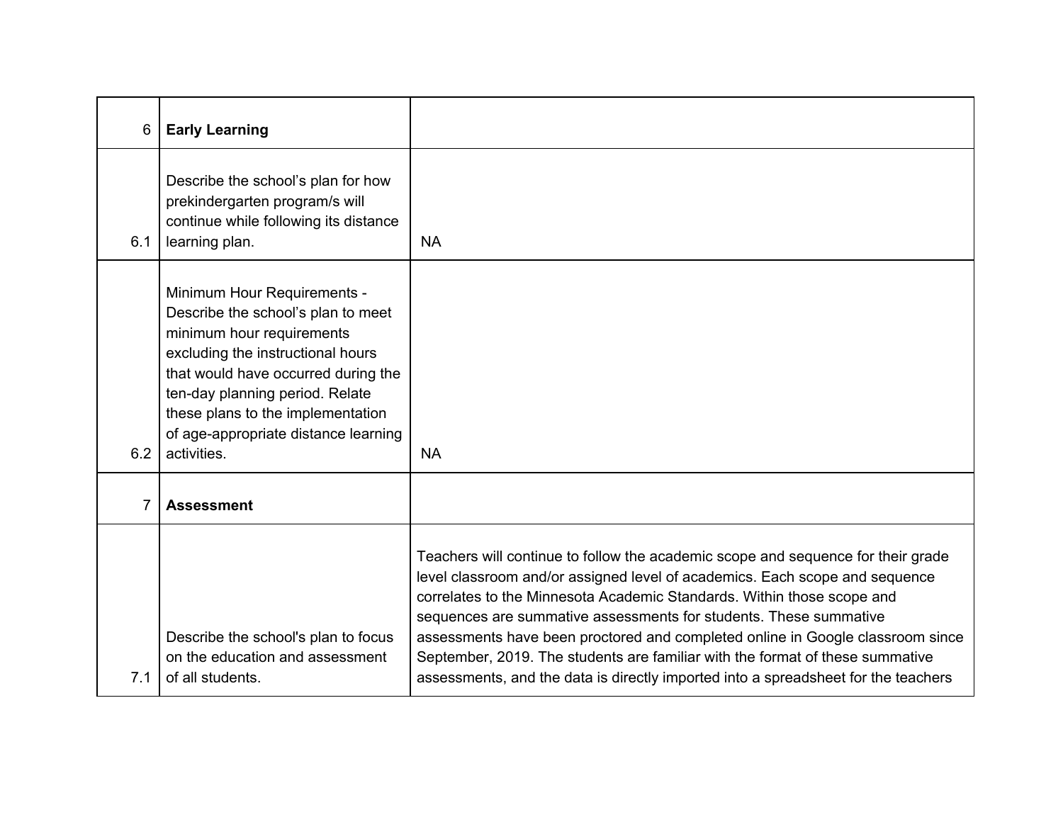| | | |
|---|---|---|
| 6 | **Early Learning** | |
| 6.1 | Describe the school's plan for how prekindergarten program/s will continue while following its distance learning plan. | NA |
| 6.2 | Minimum Hour Requirements - Describe the school's plan to meet minimum hour requirements excluding the instructional hours that would have occurred during the ten-day planning period. Relate these plans to the implementation of age-appropriate distance learning activities. | NA |
| 7 | **Assessment** | |
| 7.1 | Describe the school's plan to focus on the education and assessment of all students. | Teachers will continue to follow the academic scope and sequence for their grade level classroom and/or assigned level of academics. Each scope and sequence correlates to the Minnesota Academic Standards. Within those scope and sequences are summative assessments for students. These summative assessments have been proctored and completed online in Google classroom since September, 2019. The students are familiar with the format of these summative assessments, and the data is directly imported into a spreadsheet for the teachers |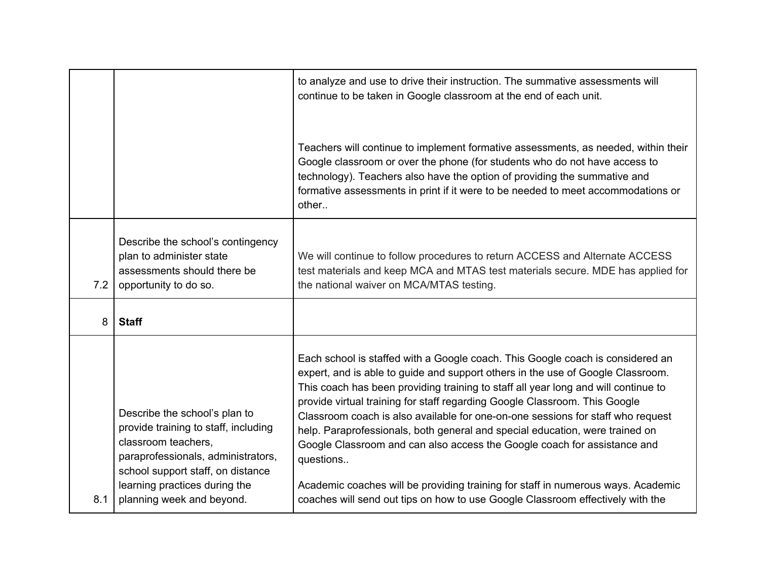| | | |
|---|---|---|
| | | to analyze and use to drive their instruction. The summative assessments will continue to be taken in Google classroom at the end of each unit.<br><br>Teachers will continue to implement formative assessments, as needed, within their Google classroom or over the phone (for students who do not have access to technology). Teachers also have the option of providing the summative and formative assessments in print if it were to be needed to meet accommodations or other.. |
| 7.2 | Describe the school's contingency plan to administer state assessments should there be opportunity to do so. | We will continue to follow procedures to return ACCESS and Alternate ACCESS test materials and keep MCA and MTAS test materials secure. MDE has applied for the national waiver on MCA/MTAS testing. |
| 8 | **Staff** | |
| 8.1 | Describe the school's plan to provide training to staff, including classroom teachers, paraprofessionals, administrators, school support staff, on distance learning practices during the planning week and beyond. | Each school is staffed with a Google coach. This Google coach is considered an expert, and is able to guide and support others in the use of Google Classroom. This coach has been providing training to staff all year long and will continue to provide virtual training for staff regarding Google Classroom. This Google Classroom coach is also available for one-on-one sessions for staff who request help. Paraprofessionals, both general and special education, were trained on Google Classroom and can also access the Google coach for assistance and questions..<br><br>Academic coaches will be providing training for staff in numerous ways. Academic coaches will send out tips on how to use Google Classroom effectively with the |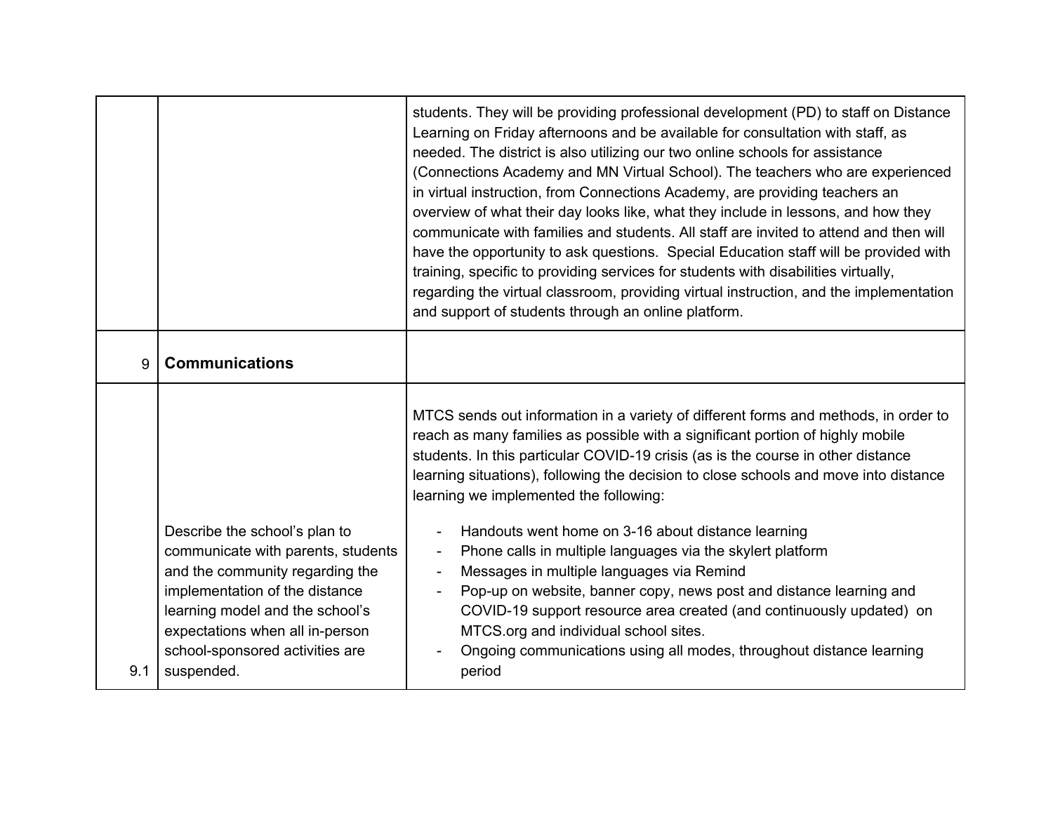| | | |
|---|---|---|
| | | students. They will be providing professional development (PD) to staff on Distance Learning on Friday afternoons and be available for consultation with staff, as needed. The district is also utilizing our two online schools for assistance (Connections Academy and MN Virtual School). The teachers who are experienced in virtual instruction, from Connections Academy, are providing teachers an overview of what their day looks like, what they include in lessons, and how they communicate with families and students. All staff are invited to attend and then will have the opportunity to ask questions. Special Education staff will be provided with training, specific to providing services for students with disabilities virtually, regarding the virtual classroom, providing virtual instruction, and the implementation and support of students through an online platform. |
| 9 | **Communications** | |
| 9.1 | Describe the school's plan to communicate with parents, students and the community regarding the implementation of the distance learning model and the school's expectations when all in-person school-sponsored activities are suspended. | MTCS sends out information in a variety of different forms and methods, in order to reach as many families as possible with a significant portion of highly mobile students. In this particular COVID-19 crisis (as is the course in other distance learning situations), following the decision to close schools and move into distance learning we implemented the following:<br><br>- Handouts went home on 3-16 about distance learning<br>- Phone calls in multiple languages via the skylert platform<br>- Messages in multiple languages via Remind<br>- Pop-up on website, banner copy, news post and distance learning and COVID-19 support resource area created (and continuously updated) on MTCS.org and individual school sites.<br>- Ongoing communications using all modes, throughout distance learning period |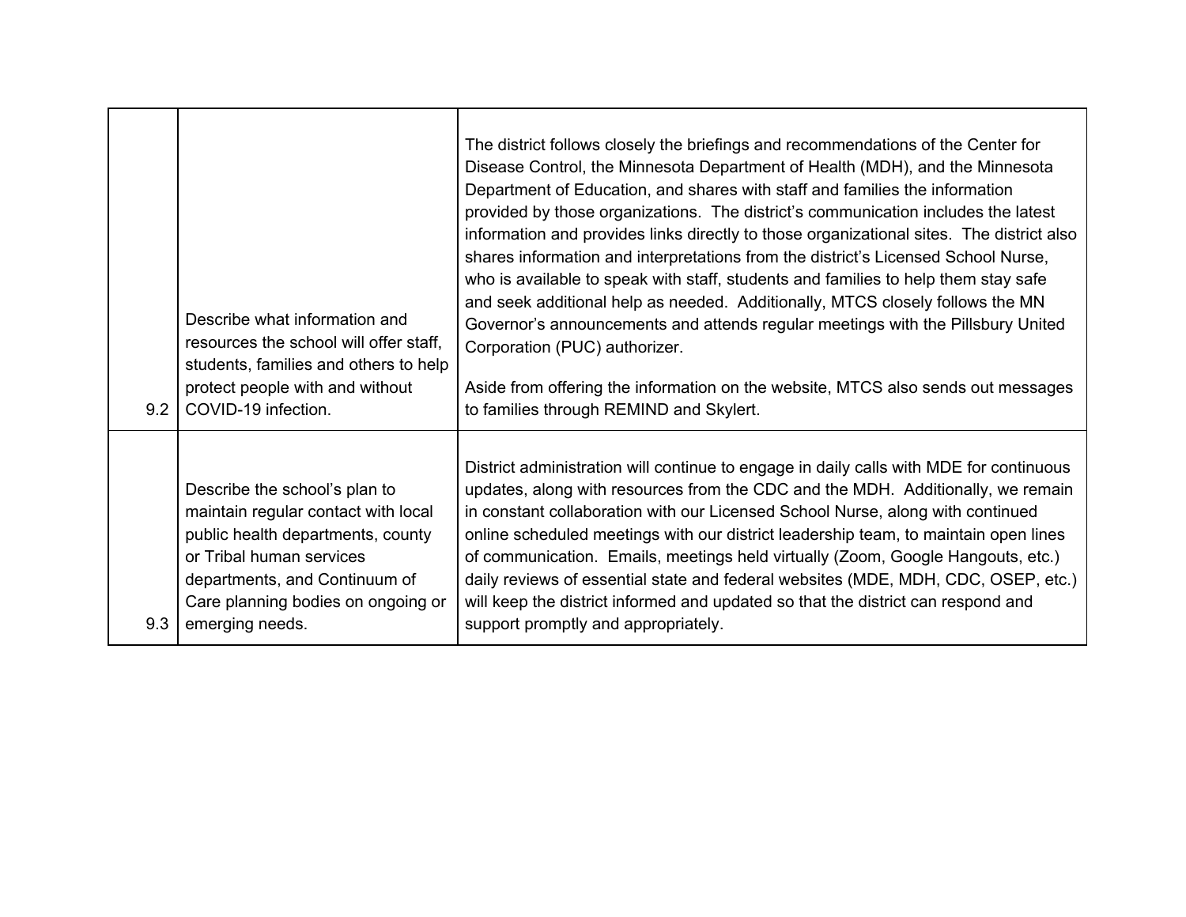| | | |
|---|---|---|
| 9.2 | Describe what information and resources the school will offer staff, students, families and others to help protect people with and without COVID-19 infection. | The district follows closely the briefings and recommendations of the Center for Disease Control, the Minnesota Department of Health (MDH), and the Minnesota Department of Education, and shares with staff and families the information provided by those organizations. The district's communication includes the latest information and provides links directly to those organizational sites. The district also shares information and interpretations from the district's Licensed School Nurse, who is available to speak with staff, students and families to help them stay safe and seek additional help as needed. Additionally, MTCS closely follows the MN Governor's announcements and attends regular meetings with the Pillsbury United Corporation (PUC) authorizer.<br><br>Aside from offering the information on the website, MTCS also sends out messages to families through REMIND and Skylert. |
| 9.3 | Describe the school's plan to maintain regular contact with local public health departments, county or Tribal human services departments, and Continuum of Care planning bodies on ongoing or emerging needs. | District administration will continue to engage in daily calls with MDE for continuous updates, along with resources from the CDC and the MDH. Additionally, we remain in constant collaboration with our Licensed School Nurse, along with continued online scheduled meetings with our district leadership team, to maintain open lines of communication. Emails, meetings held virtually (Zoom, Google Hangouts, etc.) daily reviews of essential state and federal websites (MDE, MDH, CDC, OSEP, etc.) will keep the district informed and updated so that the district can respond and support promptly and appropriately. |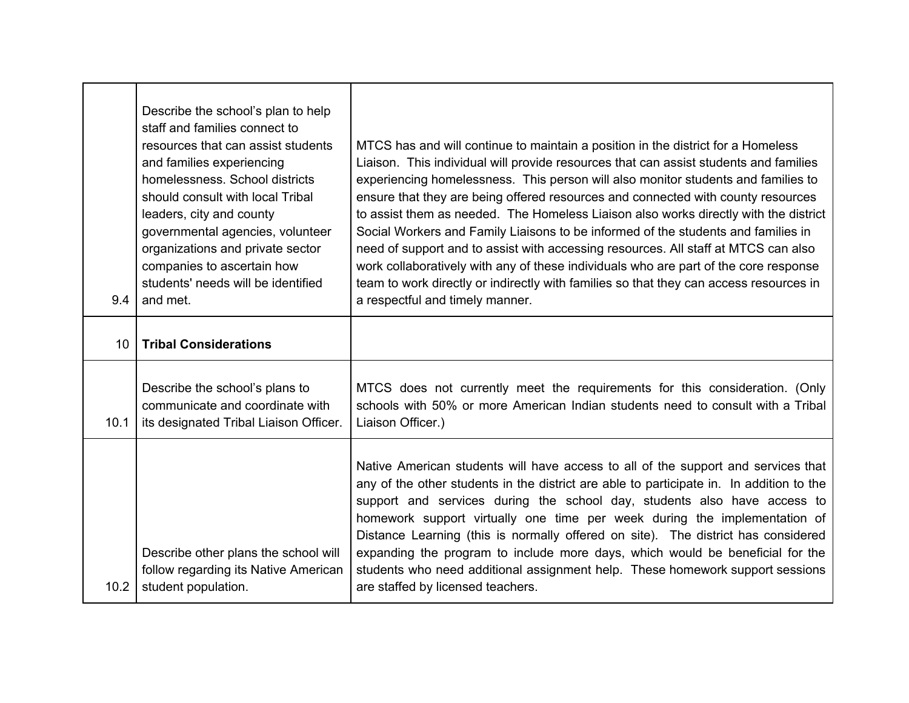| | | |
|---|---|---|
| 9.4 | Describe the school's plan to help staff and families connect to resources that can assist students and families experiencing homelessness. School districts should consult with local Tribal leaders, city and county governmental agencies, volunteer organizations and private sector companies to ascertain how students' needs will be identified and met. | MTCS has and will continue to maintain a position in the district for a Homeless Liaison. This individual will provide resources that can assist students and families experiencing homelessness. This person will also monitor students and families to ensure that they are being offered resources and connected with county resources to assist them as needed. The Homeless Liaison also works directly with the district Social Workers and Family Liaisons to be informed of the students and families in need of support and to assist with accessing resources. All staff at MTCS can also work collaboratively with any of these individuals who are part of the core response team to work directly or indirectly with families so that they can access resources in a respectful and timely manner. |
| 10 | **Tribal Considerations** | |
| 10.1 | Describe the school's plans to communicate and coordinate with its designated Tribal Liaison Officer. | MTCS does not currently meet the requirements for this consideration. (Only schools with 50% or more American Indian students need to consult with a Tribal Liaison Officer.) |
| 10.2 | Describe other plans the school will follow regarding its Native American student population. | Native American students will have access to all of the support and services that any of the other students in the district are able to participate in. In addition to the support and services during the school day, students also have access to homework support virtually one time per week during the implementation of Distance Learning (this is normally offered on site). The district has considered expanding the program to include more days, which would be beneficial for the students who need additional assignment help. These homework support sessions are staffed by licensed teachers. |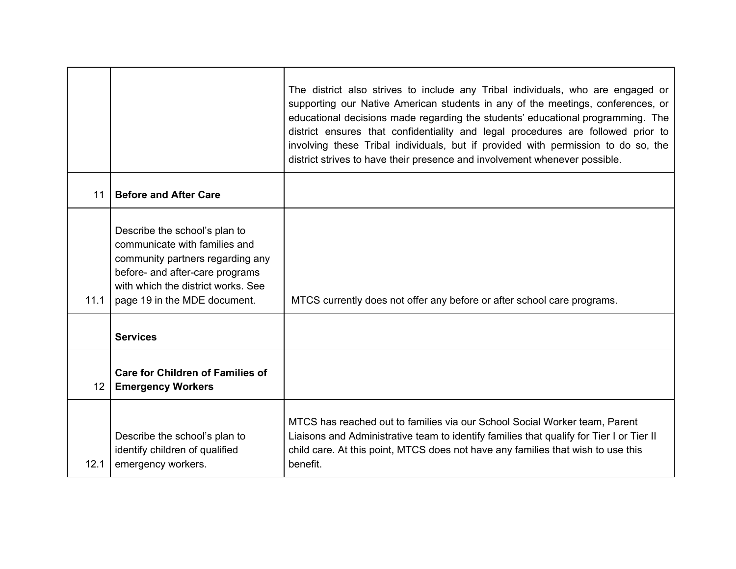|  |  |  |
|---|---|---|
|  |  | The district also strives to include any Tribal individuals, who are engaged or supporting our Native American students in any of the meetings, conferences, or educational decisions made regarding the students' educational programming. The district ensures that confidentiality and legal procedures are followed prior to involving these Tribal individuals, but if provided with permission to do so, the district strives to have their presence and involvement whenever possible. |
| 11 | **Before and After Care** |  |
| 11.1 | Describe the school's plan to communicate with families and community partners regarding any before- and after-care programs with which the district works. See page 19 in the MDE document. | MTCS currently does not offer any before or after school care programs. |
|  | **Services** |  |
| 12 | **Care for Children of Families of Emergency Workers** |  |
| 12.1 | Describe the school's plan to identify children of qualified emergency workers. | MTCS has reached out to families via our School Social Worker team, Parent Liaisons and Administrative team to identify families that qualify for Tier I or Tier II child care. At this point, MTCS does not have any families that wish to use this benefit. |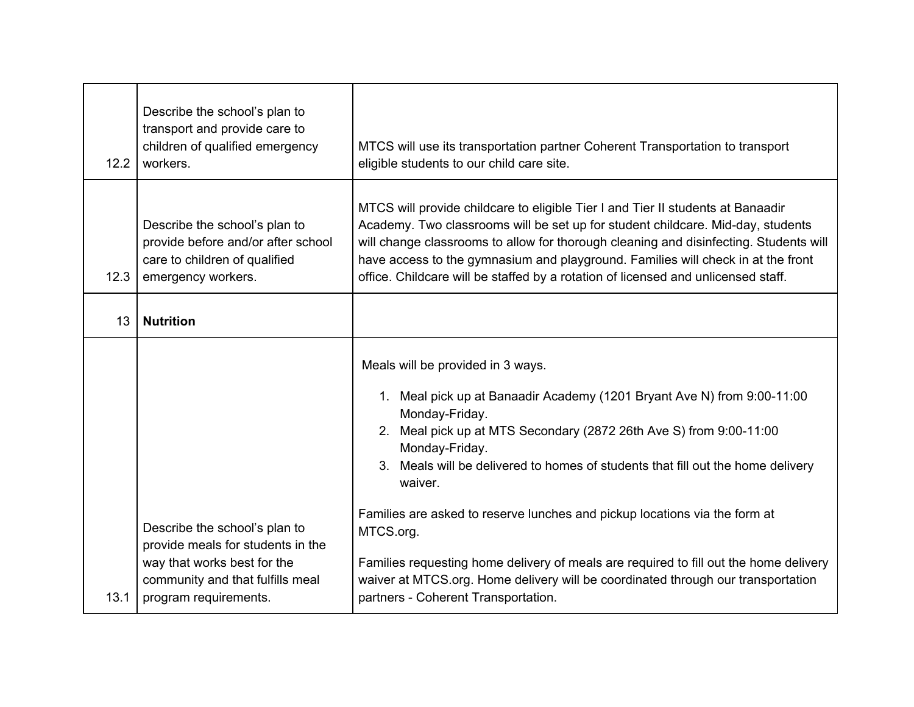| | | |
|---|---|---|
| 12.2 | Describe the school's plan to transport and provide care to children of qualified emergency workers. | MTCS will use its transportation partner Coherent Transportation to transport eligible students to our child care site. |
| 12.3 | Describe the school's plan to provide before and/or after school care to children of qualified emergency workers. | MTCS will provide childcare to eligible Tier I and Tier II students at Banaadir Academy. Two classrooms will be set up for student childcare. Mid-day, students will change classrooms to allow for thorough cleaning and disinfecting. Students will have access to the gymnasium and playground. Families will check in at the front office. Childcare will be staffed by a rotation of licensed and unlicensed staff. |
| 13 | **Nutrition** | |
| 13.1 | Describe the school's plan to provide meals for students in the way that works best for the community and that fulfills meal program requirements. | Meals will be provided in 3 ways.<br><br>1. Meal pick up at Banaadir Academy (1201 Bryant Ave N) from 9:00-11:00 Monday-Friday.<br>2. Meal pick up at MTS Secondary (2872 26th Ave S) from 9:00-11:00 Monday-Friday.<br>3. Meals will be delivered to homes of students that fill out the home delivery waiver.<br><br>Families are asked to reserve lunches and pickup locations via the form at MTCS.org.<br><br>Families requesting home delivery of meals are required to fill out the home delivery waiver at MTCS.org. Home delivery will be coordinated through our transportation partners - Coherent Transportation. |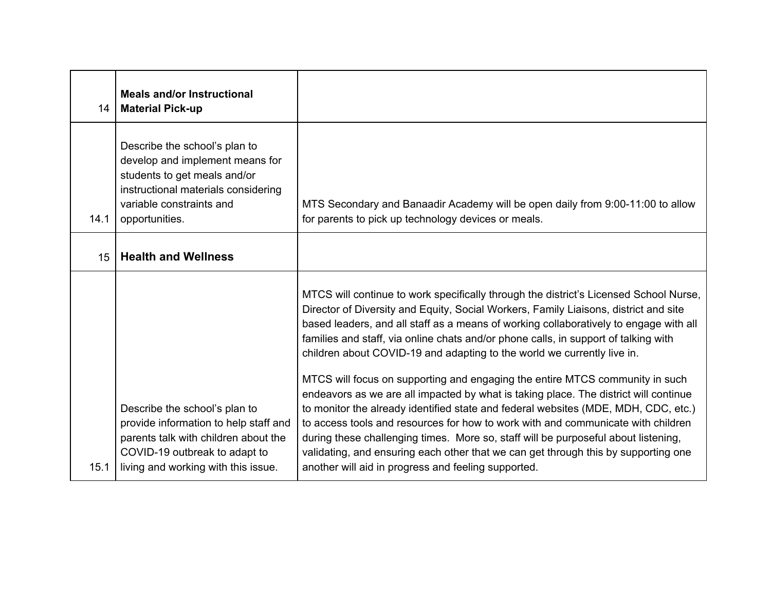| | | |
|---|---|---|
| 14 | **Meals and/or Instructional Material Pick-up** | |
| 14.1 | Describe the school's plan to develop and implement means for students to get meals and/or instructional materials considering variable constraints and opportunities. | MTS Secondary and Banaadir Academy will be open daily from 9:00-11:00 to allow for parents to pick up technology devices or meals. |
| 15 | **Health and Wellness** | |
| 15.1 | Describe the school's plan to provide information to help staff and parents talk with children about the COVID-19 outbreak to adapt to living and working with this issue. | MTCS will continue to work specifically through the district's Licensed School Nurse, Director of Diversity and Equity, Social Workers, Family Liaisons, district and site based leaders, and all staff as a means of working collaboratively to engage with all families and staff, via online chats and/or phone calls, in support of talking with children about COVID-19 and adapting to the world we currently live in.<br><br>MTCS will focus on supporting and engaging the entire MTCS community in such endeavors as we are all impacted by what is taking place. The district will continue to monitor the already identified state and federal websites (MDE, MDH, CDC, etc.) to access tools and resources for how to work with and communicate with children during these challenging times. More so, staff will be purposeful about listening, validating, and ensuring each other that we can get through this by supporting one another will aid in progress and feeling supported. |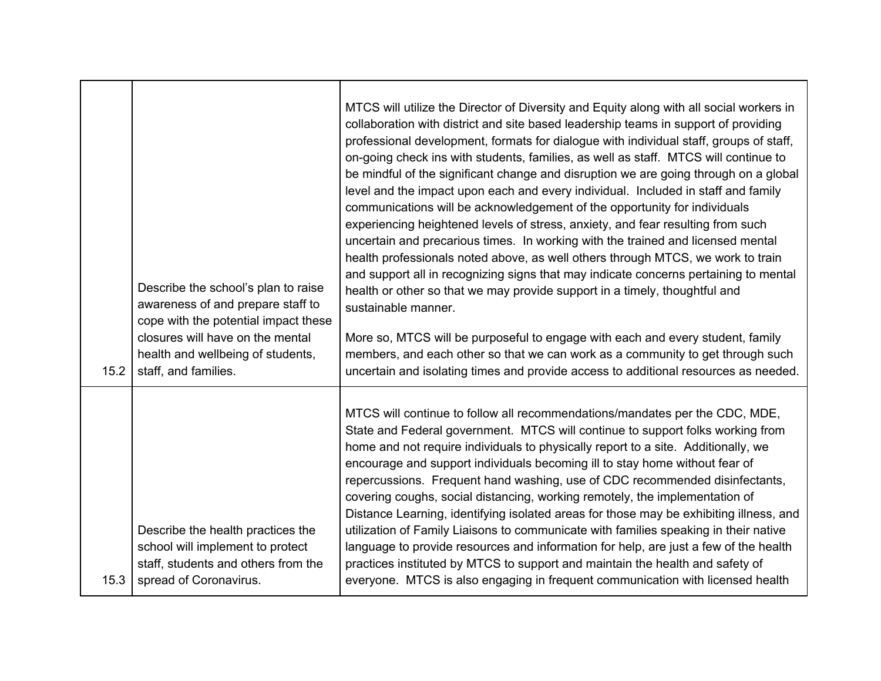| | | |
|---|---|---|
| 15.2 | Describe the school's plan to raise awareness of and prepare staff to cope with the potential impact these closures will have on the mental health and wellbeing of students, staff, and families. | MTCS will utilize the Director of Diversity and Equity along with all social workers in collaboration with district and site based leadership teams in support of providing professional development, formats for dialogue with individual staff, groups of staff, on-going check ins with students, families, as well as staff. MTCS will continue to be mindful of the significant change and disruption we are going through on a global level and the impact upon each and every individual. Included in staff and family communications will be acknowledgement of the opportunity for individuals experiencing heightened levels of stress, anxiety, and fear resulting from such uncertain and precarious times. In working with the trained and licensed mental health professionals noted above, as well others through MTCS, we work to train and support all in recognizing signs that may indicate concerns pertaining to mental health or other so that we may provide support in a timely, thoughtful and sustainable manner.<br><br>More so, MTCS will be purposeful to engage with each and every student, family members, and each other so that we can work as a community to get through such uncertain and isolating times and provide access to additional resources as needed. |
| 15.3 | Describe the health practices the school will implement to protect staff, students and others from the spread of Coronavirus. | MTCS will continue to follow all recommendations/mandates per the CDC, MDE, State and Federal government. MTCS will continue to support folks working from home and not require individuals to physically report to a site. Additionally, we encourage and support individuals becoming ill to stay home without fear of repercussions. Frequent hand washing, use of CDC recommended disinfectants, covering coughs, social distancing, working remotely, the implementation of Distance Learning, identifying isolated areas for those may be exhibiting illness, and utilization of Family Liaisons to communicate with families speaking in their native language to provide resources and information for help, are just a few of the health practices instituted by MTCS to support and maintain the health and safety of everyone. MTCS is also engaging in frequent communication with licensed health |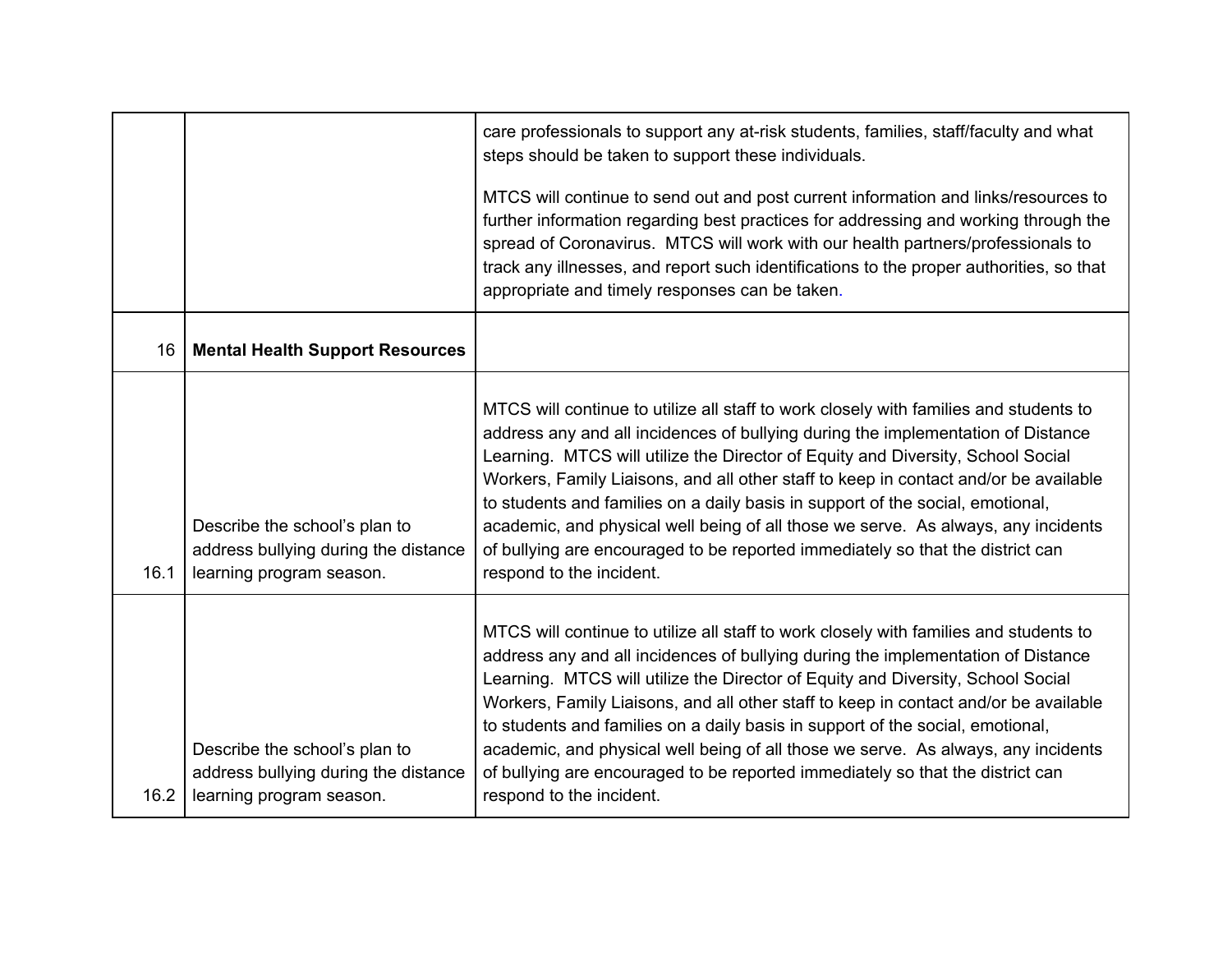| | | |
|---|---|---|
| | | care professionals to support any at-risk students, families, staff/faculty and what steps should be taken to support these individuals.<br><br>MTCS will continue to send out and post current information and links/resources to further information regarding best practices for addressing and working through the spread of Coronavirus. MTCS will work with our health partners/professionals to track any illnesses, and report such identifications to the proper authorities, so that appropriate and timely responses can be taken. |
| 16 | **Mental Health Support Resources** | |
| 16.1 | Describe the school's plan to address bullying during the distance learning program season. | MTCS will continue to utilize all staff to work closely with families and students to address any and all incidences of bullying during the implementation of Distance Learning. MTCS will utilize the Director of Equity and Diversity, School Social Workers, Family Liaisons, and all other staff to keep in contact and/or be available to students and families on a daily basis in support of the social, emotional, academic, and physical well being of all those we serve. As always, any incidents of bullying are encouraged to be reported immediately so that the district can respond to the incident. |
| 16.2 | Describe the school's plan to address bullying during the distance learning program season. | MTCS will continue to utilize all staff to work closely with families and students to address any and all incidences of bullying during the implementation of Distance Learning. MTCS will utilize the Director of Equity and Diversity, School Social Workers, Family Liaisons, and all other staff to keep in contact and/or be available to students and families on a daily basis in support of the social, emotional, academic, and physical well being of all those we serve. As always, any incidents of bullying are encouraged to be reported immediately so that the district can respond to the incident. |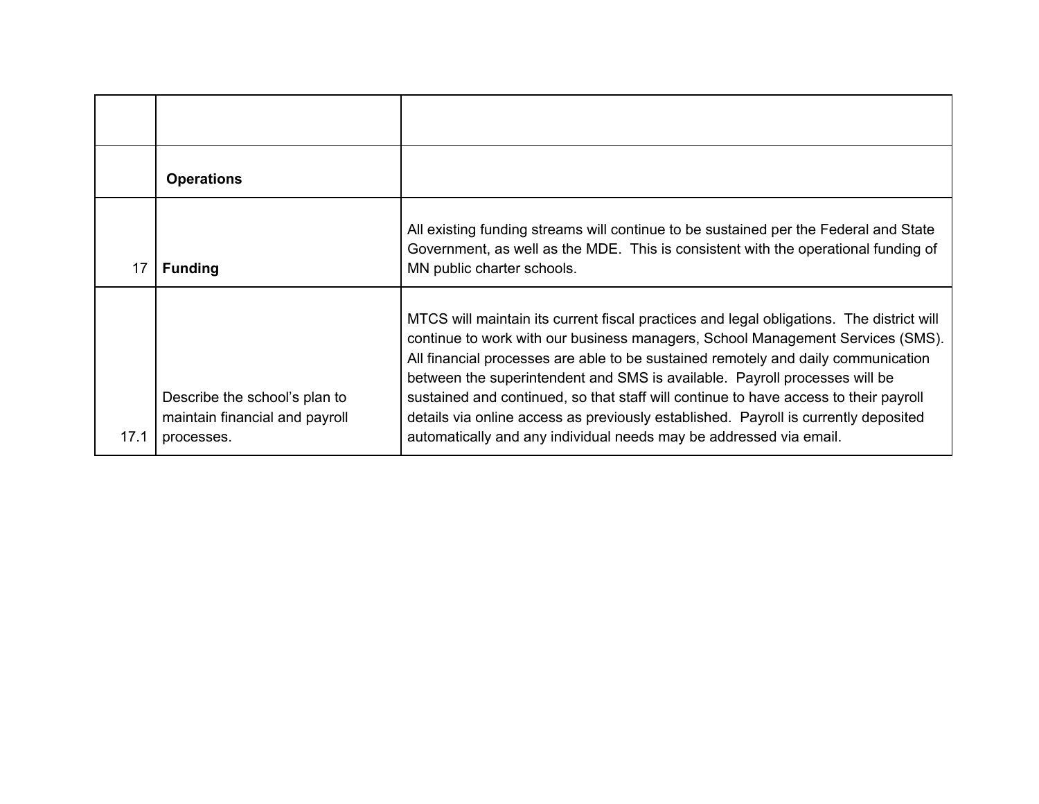| | | |
|---|---|---|
| | | |
| | **Operations** | |
| 17 | **Funding** | All existing funding streams will continue to be sustained per the Federal and State Government, as well as the MDE. This is consistent with the operational funding of MN public charter schools. |
| 17.1 | Describe the school's plan to maintain financial and payroll processes. | MTCS will maintain its current fiscal practices and legal obligations. The district will continue to work with our business managers, School Management Services (SMS). All financial processes are able to be sustained remotely and daily communication between the superintendent and SMS is available. Payroll processes will be sustained and continued, so that staff will continue to have access to their payroll details via online access as previously established. Payroll is currently deposited automatically and any individual needs may be addressed via email. |